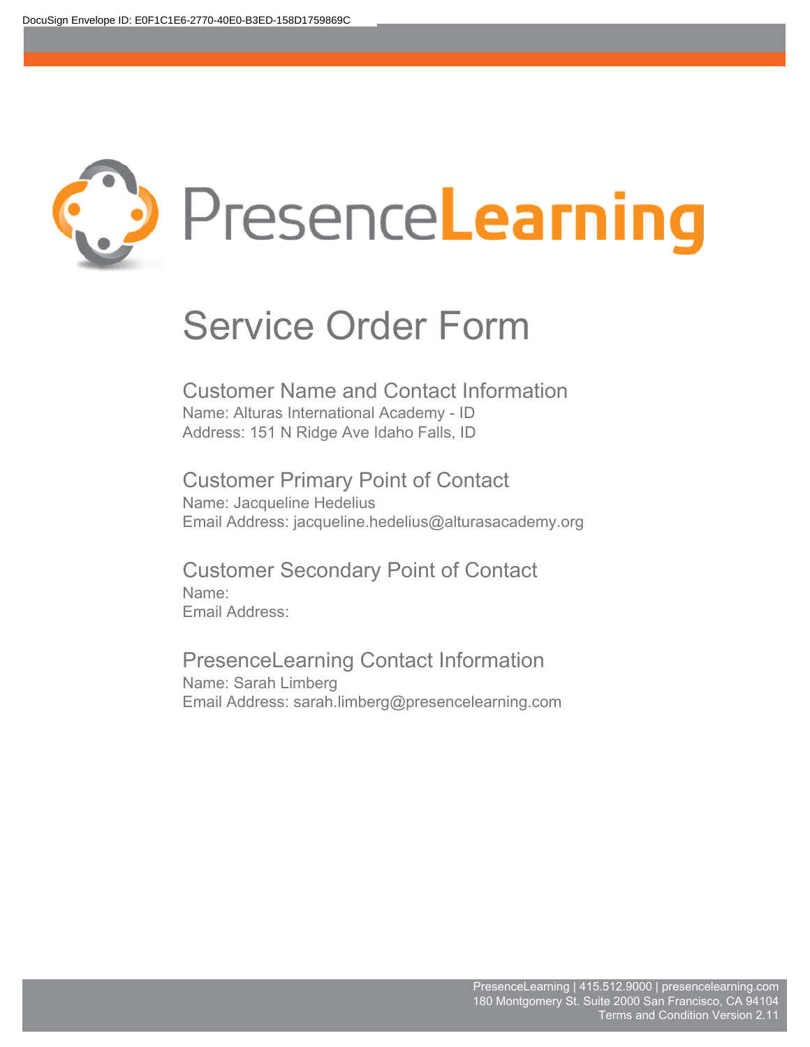# PresenceLearning

## Service Order Form

### Customer Name and Contact Information

Name: Alturas International Academy - ID
Address: 151 N Ridge Ave Idaho Falls, ID

### Customer Primary Point of Contact

Name: Jacqueline Hedelius
Email Address: jacqueline.hedelius@alturasacademy.org

### Customer Secondary Point of Contact

Name:
Email Address:

### PresenceLearning Contact Information

Name: Sarah Limberg
Email Address: sarah.limberg@presencelearning.com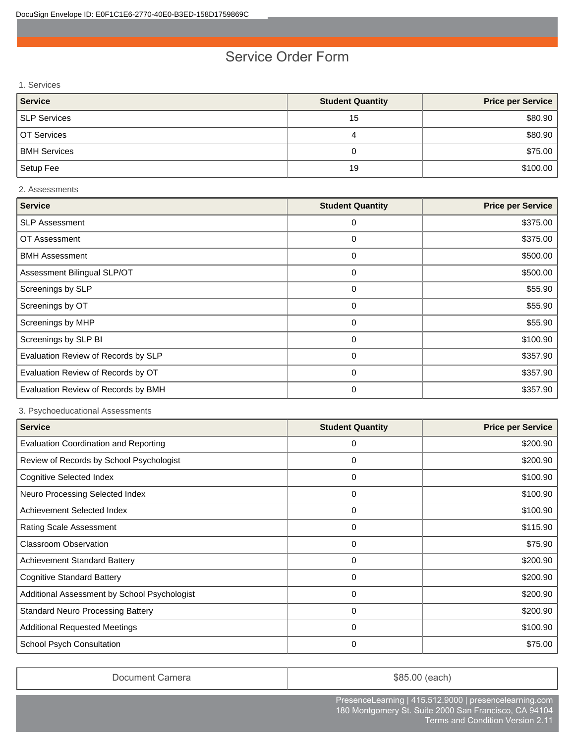# Service Order Form

## 1. Services

| Service | Student Quantity | Price per Service |
|---|---|---|
| SLP Services | 15 | $80.90 |
| OT Services | 4 | $80.90 |
| BMH Services | 0 | $75.00 |
| Setup Fee | 19 | $100.00 |

## 2. Assessments

| Service | Student Quantity | Price per Service |
|---|---|---|
| SLP Assessment | 0 | $375.00 |
| OT Assessment | 0 | $375.00 |
| BMH Assessment | 0 | $500.00 |
| Assessment Bilingual SLP/OT | 0 | $500.00 |
| Screenings by SLP | 0 | $55.90 |
| Screenings by OT | 0 | $55.90 |
| Screenings by MHP | 0 | $55.90 |
| Screenings by SLP BI | 0 | $100.90 |
| Evaluation Review of Records by SLP | 0 | $357.90 |
| Evaluation Review of Records by OT | 0 | $357.90 |
| Evaluation Review of Records by BMH | 0 | $357.90 |

## 3. Psychoeducational Assessments

| Service | Student Quantity | Price per Service |
|---|---|---|
| Evaluation Coordination and Reporting | 0 | $200.90 |
| Review of Records by School Psychologist | 0 | $200.90 |
| Cognitive Selected Index | 0 | $100.90 |
| Neuro Processing Selected Index | 0 | $100.90 |
| Achievement Selected Index | 0 | $100.90 |
| Rating Scale Assessment | 0 | $115.90 |
| Classroom Observation | 0 | $75.90 |
| Achievement Standard Battery | 0 | $200.90 |
| Cognitive Standard Battery | 0 | $200.90 |
| Additional Assessment by School Psychologist | 0 | $200.90 |
| Standard Neuro Processing Battery | 0 | $200.90 |
| Additional Requested Meetings | 0 | $100.90 |
| School Psych Consultation | 0 | $75.00 |

| Document Camera | $85.00 (each) |
|---|---|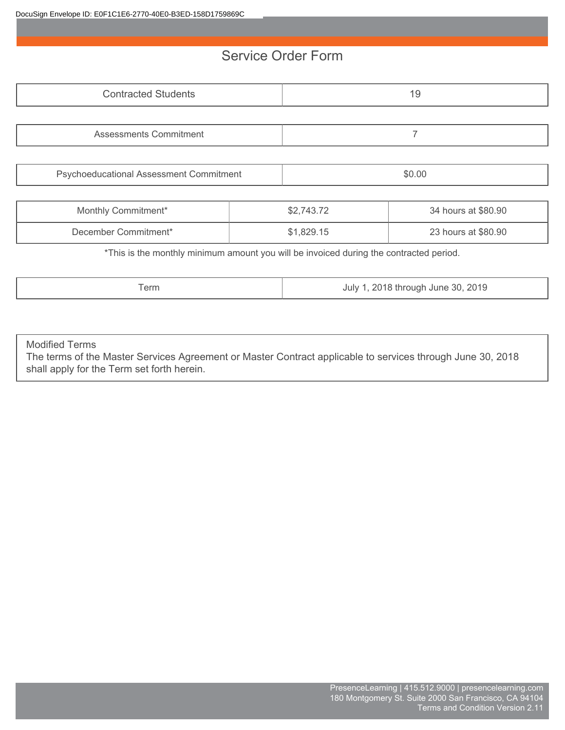# Service Order Form

| Contracted Students | 19 |
|---|---|

| Assessments Commitment | 7 |
|---|---|

| Psychoeducational Assessment Commitment | $0.00 |
|---|---|

| Monthly Commitment* | $2,743.72 | 34 hours at $80.90 |
|---|---|---|
| December Commitment* | $1,829.15 | 23 hours at $80.90 |

*This is the monthly minimum amount you will be invoiced during the contracted period.

| Term | July 1, 2018 through June 30, 2019 |
|---|---|

**Modified Terms**

The terms of the Master Services Agreement or Master Contract applicable to services through June 30, 2018 shall apply for the Term set forth herein.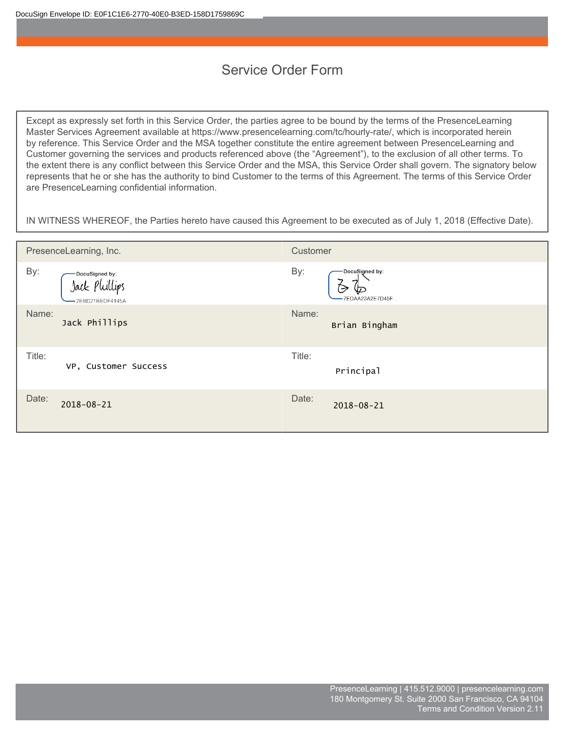DocuSign Envelope ID: E0F1C1E6-2770-40E0-B3ED-158D1759869C

# Service Order Form

Except as expressly set forth in this Service Order, the parties agree to be bound by the terms of the PresenceLearning Master Services Agreement available at https://www.presencelearning.com/tc/hourly-rate/, which is incorporated herein by reference. This Service Order and the MSA together constitute the entire agreement between PresenceLearning and Customer governing the services and products referenced above (the "Agreement"), to the exclusion of all other terms. To the extent there is any conflict between this Service Order and the MSA, this Service Order shall govern. The signatory below represents that he or she has the authority to bind Customer to the terms of this Agreement. The terms of this Service Order are PresenceLearning confidential information.

IN WITNESS WHEREOF, the Parties hereto have caused this Agreement to be executed as of July 1, 2018 (Effective Date).

| PresenceLearning, Inc. | Customer |
|---|---|
| By: DocuSigned by: Jack Phillips 2EBD21BEDF4145A | By: DocuSigned by: 7EDAA23A2E7D45F... |
| Name: Jack Phillips | Name: Brian Bingham |
| Title: VP, Customer Success | Title: Principal |
| Date: 2018-08-21 | Date: 2018-08-21 |

PresenceLearning | 415.512.9000 | presencelearning.com
180 Montgomery St. Suite 2000 San Francisco, CA 94104
Terms and Condition Version 2.11